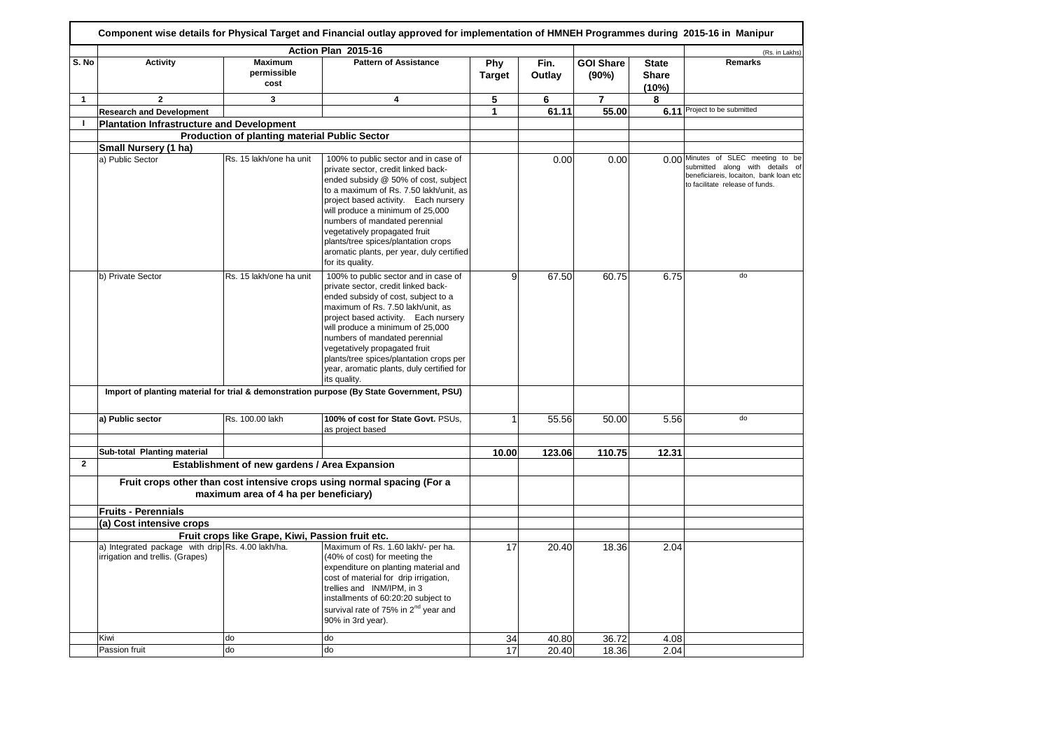# Component wise details for Physical Target and Financial outlay approved for implementation of HMNEH Programmes during 2015-16 in Manipur

(Rs. in Lakhs)

| S. No | Activity | Maximum permissible cost | Pattern of Assistance | Phy Target | Fin. Outlay | GOI Share (90%) | State Share (10%) | Remarks |
|---|---|---|---|---|---|---|---|---|
| | Action Plan 2015-16 | | | | | | | |
| 1 | 2 | 3 | 4 | 5 | 6 | 7 | 8 | |
| | **Research and Development** | | | **1** | **61.11** | **55.00** | **6.11** | Project to be submitted |
| **I** | **Plantation Infrastructure and Development** | | | | | | | |
| | | **Production of planting material Public Sector** | | | | | | |
| | **Small Nursery (1 ha)** | | | | | | | |
| | a) Public Sector | Rs. 15 lakh/one ha unit | 100% to public sector and in case of private sector, credit linked back-ended subsidy @ 50% of cost, subject to a maximum of Rs. 7.50 lakh/unit, as project based activity. Each nursery will produce a minimum of 25,000 numbers of mandated perennial vegetatively propagated fruit plants/tree spices/plantation crops aromatic plants, per year, duly certified for its quality. | | 0.00 | 0.00 | 0.00 | Minutes of SLEC meeting to be submitted along with details of beneficiareis, locaiton, bank loan etc to facilitate release of funds. |
| | b) Private Sector | Rs. 15 lakh/one ha unit | 100% to public sector and in case of private sector, credit linked back-ended subsidy of cost, subject to a maximum of Rs. 7.50 lakh/unit, as project based activity. Each nursery will produce a minimum of 25,000 numbers of mandated perennial vegetatively propagated fruit plants/tree spices/plantation crops per year, aromatic plants, duly certified for its quality. | 9 | 67.50 | 60.75 | 6.75 | do |
| | **Import of planting material for trial & demonstration purpose (By State Government, PSU)** | | | | | | | |
| | **a) Public sector** | Rs. 100.00 lakh | **100% of cost for State Govt.** PSUs, as project based | 1 | 55.56 | 50.00 | 5.56 | do |
| | | | | | | | | |
| | **Sub-total Planting material** | | | **10.00** | **123.06** | **110.75** | **12.31** | |
| **2** | | **Establishment of new gardens / Area Expansion** | | | | | | |
| | **Fruit crops other than cost intensive crops using normal spacing (For a maximum area of 4 ha per beneficiary)** | | | | | | | |
| | **Fruits - Perennials** | | | | | | | |
| | **(a) Cost intensive crops** | | | | | | | |
| | | Fruit crops like Grape, Kiwi, Passion fruit etc. | | | | | | |
| | a) Integrated package with drip irrigation and trellis. (Grapes) | Rs. 4.00 lakh/ha. | Maximum of Rs. 1.60 lakh/- per ha. (40% of cost) for meeting the expenditure on planting material and cost of material for drip irrigation, trellies and INM/IPM, in 3 installments of 60:20:20 subject to survival rate of 75% in 2nd year and 90% in 3rd year). | 17 | 20.40 | 18.36 | 2.04 | |
| | Kiwi | do | do | 34 | 40.80 | 36.72 | 4.08 | |
| | Passion fruit | do | do | 17 | 20.40 | 18.36 | 2.04 | |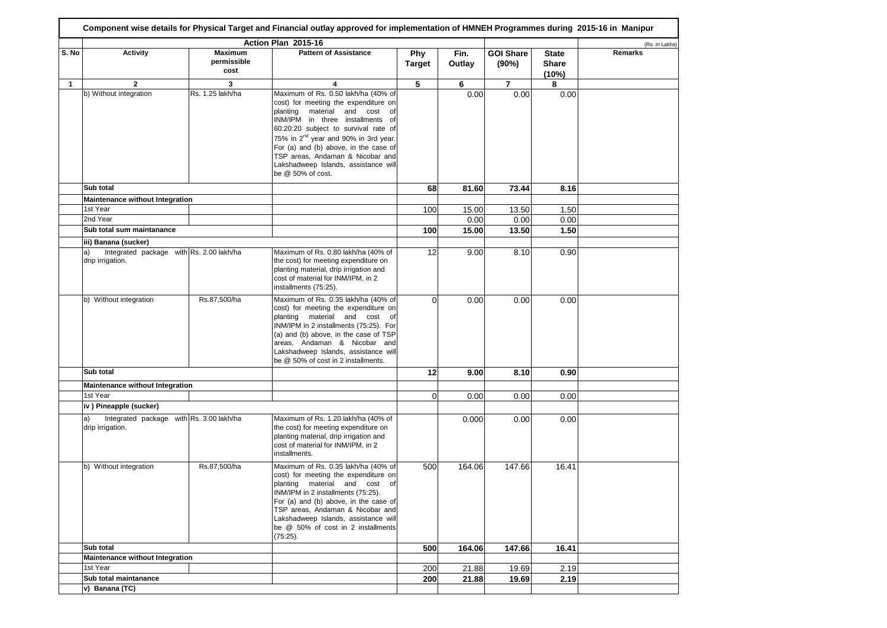**Component wise details for Physical Target and Financial outlay approved for implementation of HMNEH Programmes during 2015-16 in Manipur**

| | Action Plan 2015-16 | | | | | | | (Rs. in Lakhs) |
|---|---|---|---|---|---|---|---|---|
| S. No | Activity | Maximum permissible cost | Pattern of Assistance | Phy Target | Fin. Outlay | GOI Share (90%) | State Share (10%) | Remarks |
| 1 | 2 | 3 | 4 | 5 | 6 | 7 | 8 | |
| | b) Without integration | Rs. 1.25 lakh/ha | Maximum of Rs. 0.50 lakh/ha (40% of cost) for meeting the expenditure on planting material and cost of INM/IPM in three installments of 60:20:20 subject to survival rate of 75% in 2$^{nd}$ year and 90% in 3rd year. For (a) and (b) above, in the case of TSP areas, Andaman & Nicobar and Lakshadweep Islands, assistance will be @ 50% of cost. | | 0.00 | 0.00 | 0.00 | |
| | **Sub total** | | | **68** | **81.60** | **73.44** | **8.16** | |
| | **Maintenance without Integration** | | | | | | | |
| | 1st Year | | | 100 | 15.00 | 13.50 | 1.50 | |
| | 2nd Year | | | | 0.00 | 0.00 | 0.00 | |
| | **Sub total sum maintanance** | | | **100** | **15.00** | **13.50** | **1.50** | |
| | **iii) Banana (sucker)** | | | | | | | |
| | a) Integrated package with drip irrigation. | Rs. 2.00 lakh/ha | Maximum of Rs. 0.80 lakh/ha (40% of the cost) for meeting expenditure on planting material, drip irrigation and cost of material for INM/IPM, in 2 installments (75:25). | 12 | 9.00 | 8.10 | 0.90 | |
| | b) Without integration | Rs.87,500/ha | Maximum of Rs. 0.35 lakh/ha (40% of cost) for meeting the expenditure on planting material and cost of INM/IPM in 2 installments (75:25). For (a) and (b) above, in the case of TSP areas, Andaman & Nicobar and Lakshadweep Islands, assistance will be @ 50% of cost in 2 installments. | 0 | 0.00 | 0.00 | 0.00 | |
| | **Sub total** | | | **12** | **9.00** | **8.10** | **0.90** | |
| | **Maintenance without Integration** | | | | | | | |
| | 1st Year | | | 0 | 0.00 | 0.00 | 0.00 | |
| | **iv ) Pineapple (sucker)** | | | | | | | |
| | a) Integrated package with drip irrigation. | Rs. 3.00 lakh/ha | Maximum of Rs. 1.20 lakh/ha (40% of the cost) for meeting expenditure on planting material, drip irrigation and cost of material for INM/IPM, in 2 installments. | | 0.000 | 0.00 | 0.00 | |
| | b) Without integration | Rs.87,500/ha | Maximum of Rs. 0.35 lakh/ha (40% of cost) for meeting the expenditure on planting material and cost of INM/IPM in 2 installments (75:25). For (a) and (b) above, in the case of TSP areas, Andaman & Nicobar and Lakshadweep Islands, assistance will be @ 50% of cost in 2 installments (75:25). | 500 | 164.06 | 147.66 | 16.41 | |
| | **Sub total** | | | **500** | **164.06** | **147.66** | **16.41** | |
| | **Maintenance without Integration** | | | | | | | |
| | 1st Year | | | 200 | 21.88 | 19.69 | 2.19 | |
| | **Sub total maintanance** | | | **200** | **21.88** | **19.69** | **2.19** | |
| | **v) Banana (TC)** | | | | | | | |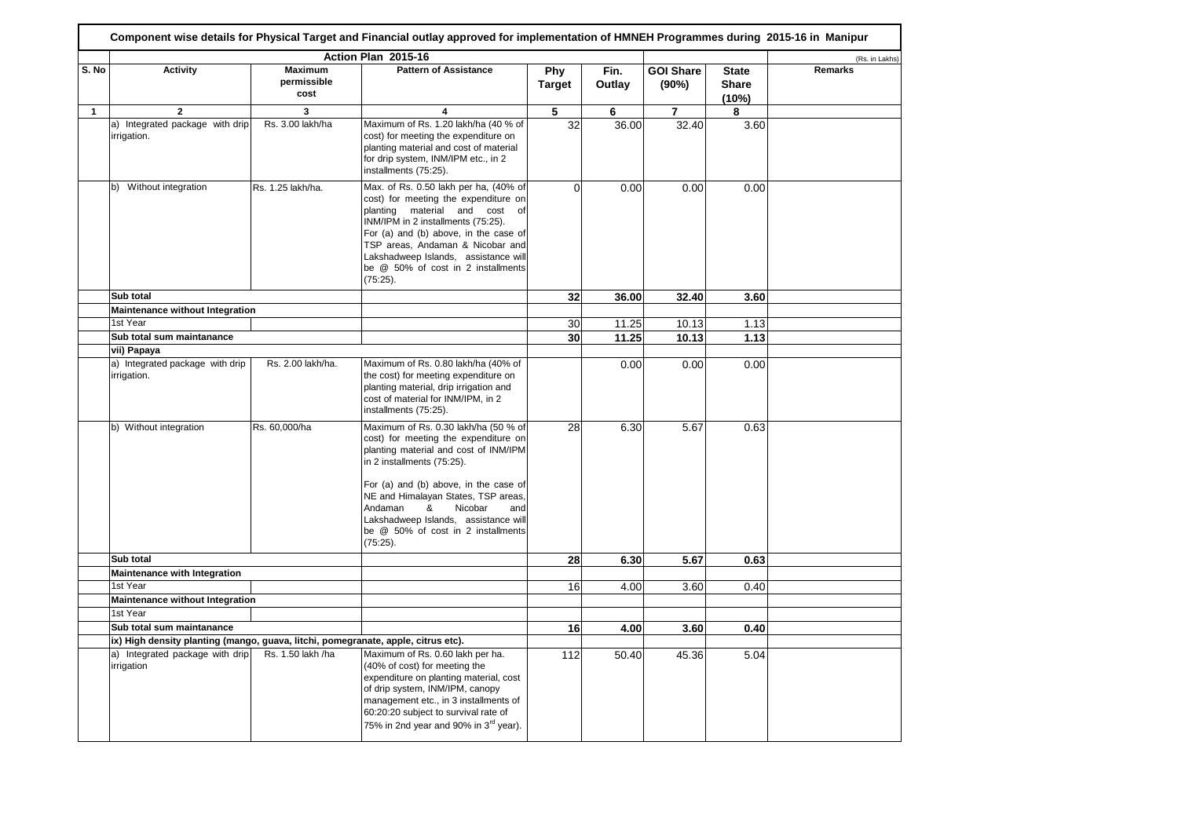# Component wise details for Physical Target and Financial outlay approved for implementation of HMNEH Programmes during 2015-16 in Manipur

(Rs. in Lakhs)

| S. No | Activity | Maximum permissible cost | Pattern of Assistance | Phy Target | Fin. Outlay | GOI Share (90%) | State Share (10%) | Remarks |
|---|---|---|---|---|---|---|---|---|
| | Action Plan 2015-16 | | | | | | | |
| 1 | 2 | 3 | 4 | 5 | 6 | 7 | 8 | |
| | a) Integrated package with drip irrigation. | Rs. 3.00 lakh/ha | Maximum of Rs. 1.20 lakh/ha (40 % of cost) for meeting the expenditure on planting material and cost of material for drip system, INM/IPM etc., in 2 installments (75:25). | 32 | 36.00 | 32.40 | 3.60 | |
| | b) Without integration | Rs. 1.25 lakh/ha. | Max. of Rs. 0.50 lakh per ha, (40% of cost) for meeting the expenditure on planting material and cost of INM/IPM in 2 installments (75:25). For (a) and (b) above, in the case of TSP areas, Andaman & Nicobar and Lakshadweep Islands, assistance will be @ 50% of cost in 2 installments (75:25). | 0 | 0.00 | 0.00 | 0.00 | |
| | **Sub total** | | | **32** | **36.00** | **32.40** | **3.60** | |
| | **Maintenance without Integration** | | | | | | | |
| | 1st Year | | | 30 | 11.25 | 10.13 | 1.13 | |
| | **Sub total sum maintanance** | | | **30** | **11.25** | **10.13** | **1.13** | |
| | **vii) Papaya** | | | | | | | |
| | a) Integrated package with drip irrigation. | Rs. 2.00 lakh/ha. | Maximum of Rs. 0.80 lakh/ha (40% of the cost) for meeting expenditure on planting material, drip irrigation and cost of material for INM/IPM, in 2 installments (75:25). | | 0.00 | 0.00 | 0.00 | |
| | b) Without integration | Rs. 60,000/ha | Maximum of Rs. 0.30 lakh/ha (50 % of cost) for meeting the expenditure on planting material and cost of INM/IPM in 2 installments (75:25). For (a) and (b) above, in the case of NE and Himalayan States, TSP areas, Andaman & Nicobar and Lakshadweep Islands, assistance will be @ 50% of cost in 2 installments (75:25). | 28 | 6.30 | 5.67 | 0.63 | |
| | **Sub total** | | | **28** | **6.30** | **5.67** | **0.63** | |
| | **Maintenance with Integration** | | | | | | | |
| | 1st Year | | | 16 | 4.00 | 3.60 | 0.40 | |
| | **Maintenance without Integration** | | | | | | | |
| | 1st Year | | | | | | | |
| | **Sub total sum maintanance** | | | **16** | **4.00** | **3.60** | **0.40** | |
| | **ix) High density planting (mango, guava, litchi, pomegranate, apple, citrus etc).** | | | | | | | |
| | a) Integrated package with drip irrigation | Rs. 1.50 lakh /ha | Maximum of Rs. 0.60 lakh per ha. (40% of cost) for meeting the expenditure on planting material, cost of drip system, INM/IPM, canopy management etc., in 3 installments of 60:20:20 subject to survival rate of 75% in 2nd year and 90% in 3rd year). | 112 | 50.40 | 45.36 | 5.04 | |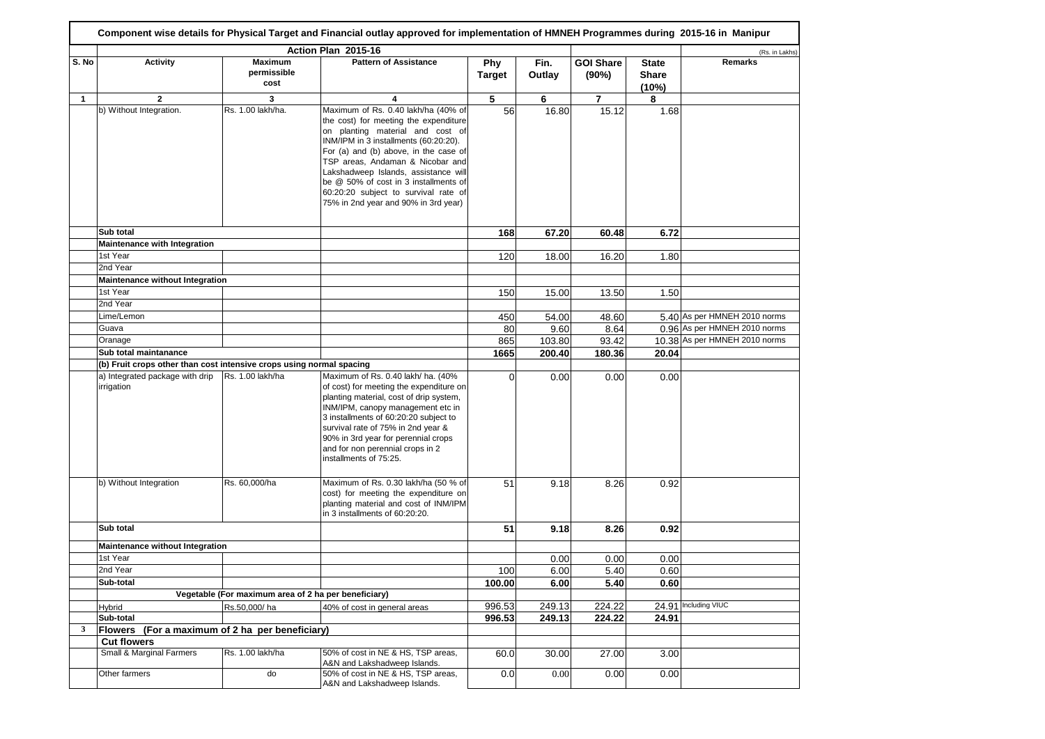## Component wise details for Physical Target and Financial outlay approved for implementation of HMNEH Programmes during 2015-16 in Manipur

(Rs. in Lakhs)

| Action Plan 2015-16 | | | | | | | | |
|---|---|---|---|---|---|---|---|---|
| S. No | Activity | Maximum permissible cost | Pattern of Assistance | Phy Target | Fin. Outlay | GOI Share (90%) | State Share (10%) | Remarks |
| 1 | 2 | 3 | 4 | 5 | 6 | 7 | 8 | |
| | b) Without Integration. | Rs. 1.00 lakh/ha. | Maximum of Rs. 0.40 lakh/ha (40% of the cost) for meeting the expenditure on planting material and cost of INM/IPM in 3 installments (60:20:20). For (a) and (b) above, in the case of TSP areas, Andaman & Nicobar and Lakshadweep Islands, assistance will be @ 50% of cost in 3 installments of 60:20:20 subject to survival rate of 75% in 2nd year and 90% in 3rd year) | 56 | 16.80 | 15.12 | 1.68 | |
| | **Sub total** | | | **168** | **67.20** | **60.48** | **6.72** | |
| | **Maintenance with Integration** | | | | | | | |
| | 1st Year | | | 120 | 18.00 | 16.20 | 1.80 | |
| | 2nd Year | | | | | | | |
| | **Maintenance without Integration** | | | | | | | |
| | 1st Year | | | 150 | 15.00 | 13.50 | 1.50 | |
| | 2nd Year | | | | | | | |
| | Lime/Lemon | | | 450 | 54.00 | 48.60 | 5.40 | As per HMNEH 2010 norms |
| | Guava | | | 80 | 9.60 | 8.64 | 0.96 | As per HMNEH 2010 norms |
| | Oranage | | | 865 | 103.80 | 93.42 | 10.38 | As per HMNEH 2010 norms |
| | **Sub total maintanance** | | | **1665** | **200.40** | **180.36** | **20.04** | |
| | **(b) Fruit crops other than cost intensive crops using normal spacing** | | | | | | | |
| | a) Integrated package with drip irrigation | Rs. 1.00 lakh/ha | Maximum of Rs. 0.40 lakh/ ha. (40% of cost) for meeting the expenditure on planting material, cost of drip system, INM/IPM, canopy management etc in 3 installments of 60:20:20 subject to survival rate of 75% in 2nd year & 90% in 3rd year for perennial crops and for non perennial crops in 2 installments of 75:25. | 0 | 0.00 | 0.00 | 0.00 | |
| | b) Without Integration | Rs. 60,000/ha | Maximum of Rs. 0.30 lakh/ha (50 % of cost) for meeting the expenditure on planting material and cost of INM/IPM in 3 installments of 60:20:20. | 51 | 9.18 | 8.26 | 0.92 | |
| | **Sub total** | | | **51** | **9.18** | **8.26** | **0.92** | |
| | **Maintenance without Integration** | | | | | | | |
| | 1st Year | | | | 0.00 | 0.00 | 0.00 | |
| | 2nd Year | | | 100 | 6.00 | 5.40 | 0.60 | |
| | **Sub-total** | | | **100.00** | **6.00** | **5.40** | **0.60** | |
| | **Vegetable (For maximum area of 2 ha per beneficiary)** | | | | | | | |
| | Hybrid | Rs.50,000/ ha | 40% of cost in general areas | 996.53 | 249.13 | 224.22 | 24.91 | Including VIUC |
| | **Sub-total** | | | **996.53** | **249.13** | **224.22** | **24.91** | |
| **3** | **Flowers (For a maximum of 2 ha per beneficiary)** | | | | | | | |
| | **Cut flowers** | | | | | | | |
| | Small & Marginal Farmers | Rs. 1.00 lakh/ha | 50% of cost in NE & HS, TSP areas, A&N and Lakshadweep Islands. | 60.0 | 30.00 | 27.00 | 3.00 | |
| | Other farmers | do | 50% of cost in NE & HS, TSP areas, A&N and Lakshadweep Islands. | 0.0 | 0.00 | 0.00 | 0.00 | |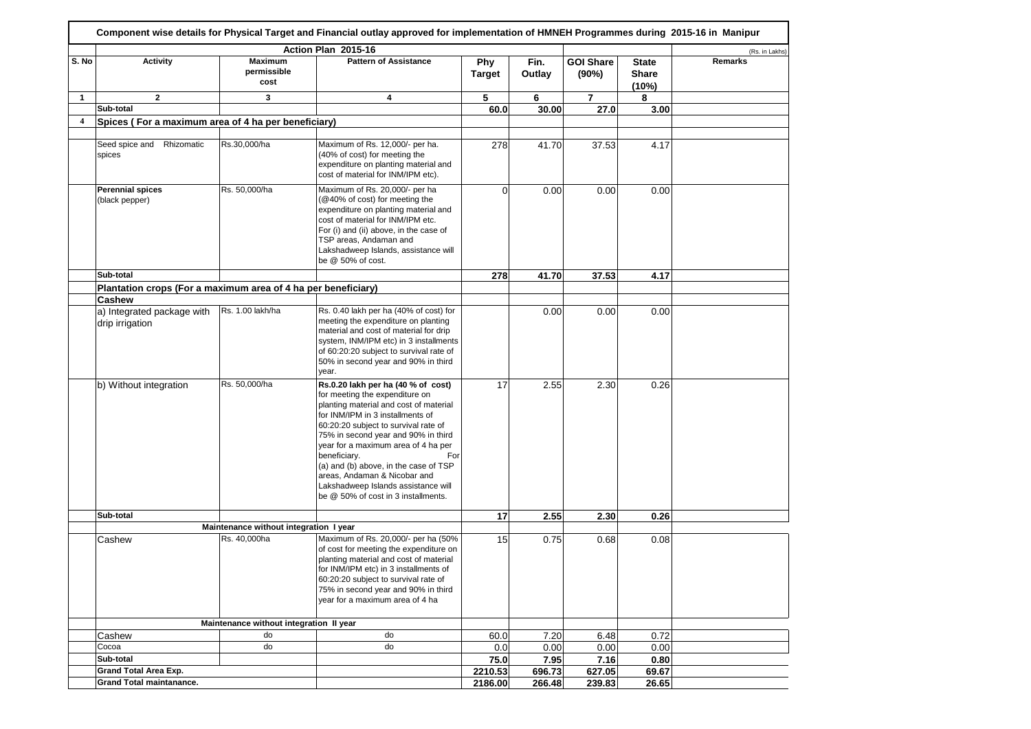**Component wise details for Physical Target and Financial outlay approved for implementation of HMNEH Programmes during 2015-16 in Manipur**

| Action Plan 2015-16 | | | | | | | | (Rs. in Lakhs) |
|---|---|---|---|---|---|---|---|---|
| S. No | Activity | Maximum permissible cost | Pattern of Assistance | Phy Target | Fin. Outlay | GOI Share (90%) | State Share (10%) | Remarks |
| 1 | 2 | 3 | 4 | 5 | 6 | 7 | 8 | |
| | Sub-total | | | 60.0 | 30.00 | 27.0 | 3.00 | |
| 4 | Spices ( For a maximum area of 4 ha per beneficiary) | | | | | | | |
| | Seed spice and Rhizomatic spices | Rs.30,000/ha | Maximum of Rs. 12,000/- per ha. (40% of cost) for meeting the expenditure on planting material and cost of material for INM/IPM etc). | 278 | 41.70 | 37.53 | 4.17 | |
| | **Perennial spices** (black pepper) | Rs. 50,000/ha | Maximum of Rs. 20,000/- per ha (@40% of cost) for meeting the expenditure on planting material and cost of material for INM/IPM etc. For (i) and (ii) above, in the case of TSP areas, Andaman and Lakshadweep Islands, assistance will be @ 50% of cost. | 0 | 0.00 | 0.00 | 0.00 | |
| | **Sub-total** | | | **278** | **41.70** | **37.53** | **4.17** | |
| | **Plantation crops (For a maximum area of 4 ha per beneficiary)** | | | | | | | |
| | **Cashew** | | | | | | | |
| | a) Integrated package with drip irrigation | Rs. 1.00 lakh/ha | Rs. 0.40 lakh per ha (40% of cost) for meeting the expenditure on planting material and cost of material for drip system, INM/IPM etc) in 3 installments of 60:20:20 subject to survival rate of 50% in second year and 90% in third year. | | 0.00 | 0.00 | 0.00 | |
| | b) Without integration | Rs. 50,000/ha | **Rs.0.20 lakh per ha (40 % of cost)** for meeting the expenditure on planting material and cost of material for INM/IPM in 3 installments of 60:20:20 subject to survival rate of 75% in second year and 90% in third year for a maximum area of 4 ha per beneficiary. For (a) and (b) above, in the case of TSP areas, Andaman & Nicobar and Lakshadweep Islands assistance will be @ 50% of cost in 3 installments. | 17 | 2.55 | 2.30 | 0.26 | |
| | **Sub-total** | | | **17** | **2.55** | **2.30** | **0.26** | |
| | | **Maintenance without integration I year** | | | | | | |
| | Cashew | Rs. 40,000ha | Maximum of Rs. 20,000/- per ha (50% of cost for meeting the expenditure on planting material and cost of material for INM/IPM etc) in 3 installments of 60:20:20 subject to survival rate of 75% in second year and 90% in third year for a maximum area of 4 ha | 15 | 0.75 | 0.68 | 0.08 | |
| | | **Maintenance without integration II year** | | | | | | |
| | Cashew | do | do | 60.0 | 7.20 | 6.48 | 0.72 | |
| | Cocoa | do | do | 0.0 | 0.00 | 0.00 | 0.00 | |
| | **Sub-total** | | | **75.0** | **7.95** | **7.16** | **0.80** | |
| | **Grand Total Area Exp.** | | | **2210.53** | **696.73** | **627.05** | **69.67** | |
| | **Grand Total maintanance.** | | | **2186.00** | **266.48** | **239.83** | **26.65** | |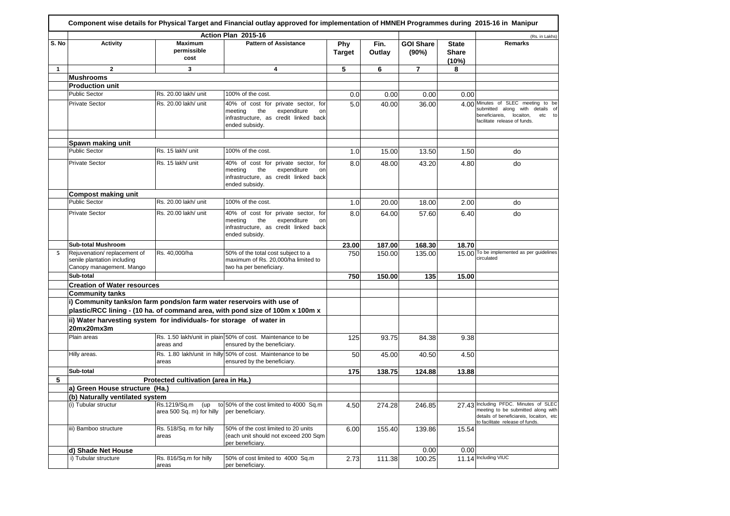**Component wise details for Physical Target and Financial outlay approved for implementation of HMNEH Programmes during 2015-16 in Manipur**

| | Action Plan 2015-16 | | | | | | | (Rs. in Lakhs) |
|---|---|---|---|---|---|---|---|---|
| S. No | Activity | Maximum permissible cost | Pattern of Assistance | Phy Target | Fin. Outlay | GOI Share (90%) | State Share (10%) | Remarks |
| 1 | 2 | 3 | 4 | 5 | 6 | 7 | 8 | |
| | **Mushrooms** | | | | | | | |
| | **Production unit** | | | | | | | |
| | Public Sector | Rs. 20.00 lakh/ unit | 100% of the cost. | 0.0 | 0.00 | 0.00 | 0.00 | |
| | Private Sector | Rs. 20.00 lakh/ unit | 40% of cost for private sector, for meeting the expenditure on infrastructure, as credit linked back ended subsidy. | 5.0 | 40.00 | 36.00 | 4.00 | Minutes of SLEC meeting to be submitted along with details of beneficiareis, locaiton, etc to facilitate release of funds. |
| | | | | | | | | |
| | **Spawn making unit** | | | | | | | |
| | Public Sector | Rs. 15 lakh/ unit | 100% of the cost. | 1.0 | 15.00 | 13.50 | 1.50 | do |
| | Private Sector | Rs. 15 lakh/ unit | 40% of cost for private sector, for meeting the expenditure on infrastructure, as credit linked back ended subsidy. | 8.0 | 48.00 | 43.20 | 4.80 | do |
| | **Compost making unit** | | | | | | | |
| | Public Sector | Rs. 20.00 lakh/ unit | 100% of the cost. | 1.0 | 20.00 | 18.00 | 2.00 | do |
| | Private Sector | Rs. 20.00 lakh/ unit | 40% of cost for private sector, for meeting the expenditure on infrastructure, as credit linked back ended subsidy. | 8.0 | 64.00 | 57.60 | 6.40 | do |
| | **Sub-total Mushroom** | | | **23.00** | **187.00** | **168.30** | **18.70** | |
| 5 | Rejuvenation/ replacement of senile plantation including Canopy management. Mango | Rs. 40,000/ha | 50% of the total cost subject to a maximum of Rs. 20,000/ha limited to two ha per beneficiary. | 750 | 150.00 | 135.00 | 15.00 | To be implemented as per guidelines circulated |
| | **Sub-total** | | | **750** | **150.00** | **135** | **15.00** | |
| | **Creation of Water resources** | | | | | | | |
| | **Community tanks** | | | | | | | |
| | **i) Community tanks/on farm ponds/on farm water reservoirs with use of plastic/RCC lining - (10 ha. of command area, with pond size of 100m x 100m x** | | | | | | | |
| | **ii) Water harvesting system for individuals- for storage of water in 20mx20mx3m** | | | | | | | |
| | Plain areas | Rs. 1.50 lakh/unit in plain areas and | 50% of cost. Maintenance to be ensured by the beneficiary. | 125 | 93.75 | 84.38 | 9.38 | |
| | Hilly areas. | Rs. 1.80 lakh/unit in hilly areas | 50% of cost. Maintenance to be ensured by the beneficiary. | 50 | 45.00 | 40.50 | 4.50 | |
| | **Sub-total** | | | **175** | **138.75** | **124.88** | **13.88** | |
| **5** | | **Protected cultivation (area in Ha.)** | | | | | | |
| | **a) Green House structure (Ha.)** | | | | | | | |
| | **(b) Naturally ventilated system** | | | | | | | |
| | (i) Tubular structur | Rs.1219/Sq.m (up to area 500 Sq. m) for hilly | 50% of the cost limited to 4000 Sq.m per beneficiary. | 4.50 | 274.28 | 246.85 | 27.43 | Including PFDC. Minutes of SLEC meeting to be submitted along with details of beneficiareis, locaiton, etc to facilitate release of funds. |
| | iii) Bamboo structure | Rs. 518/Sq. m for hilly areas | 50% of the cost limited to 20 units (each unit should not exceed 200 Sqm per beneficiary. | 6.00 | 155.40 | 139.86 | 15.54 | |
| | **d) Shade Net House** | | | | | 0.00 | 0.00 | |
| | i) Tubular structure | Rs. 816/Sq.m for hilly areas | 50% of cost limited to 4000 Sq.m per beneficiary. | 2.73 | 111.38 | 100.25 | 11.14 | Including VIUC |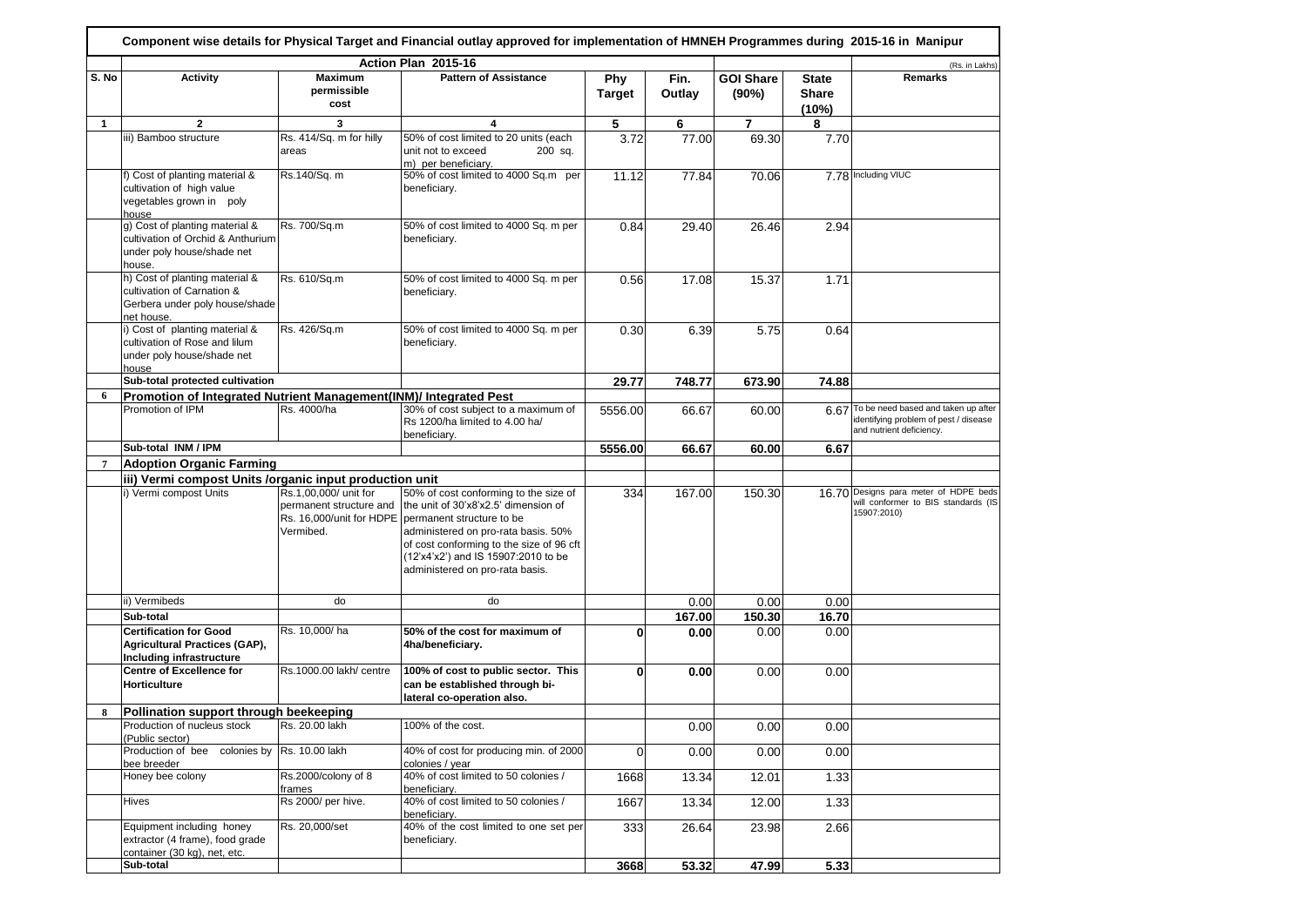**Component wise details for Physical Target and Financial outlay approved for implementation of HMNEH Programmes during 2015-16 in Manipur**

(Rs. in Lakhs)

| S. No | Activity | Maximum permissible cost | Pattern of Assistance | Phy Target | Fin. Outlay | GOI Share (90%) | State Share (10%) | Remarks |
|---|---|---|---|---|---|---|---|---|
| | **Action Plan 2015-16** | | | | | | | |
| **1** | **2** | **3** | **4** | **5** | **6** | **7** | **8** | |
| | iii) Bamboo structure | Rs. 414/Sq. m for hilly areas | 50% of cost limited to 20 units (each unit not to exceed 200 sq. m) per beneficiary. | 3.72 | 77.00 | 69.30 | 7.70 | |
| | f) Cost of planting material & cultivation of high value vegetables grown in poly house | Rs.140/Sq. m | 50% of cost limited to 4000 Sq.m per beneficiary. | 11.12 | 77.84 | 70.06 | 7.78 | Including VIUC |
| | g) Cost of planting material & cultivation of Orchid & Anthurium under poly house/shade net house. | Rs. 700/Sq.m | 50% of cost limited to 4000 Sq. m per beneficiary. | 0.84 | 29.40 | 26.46 | 2.94 | |
| | h) Cost of planting material & cultivation of Carnation & Gerbera under poly house/shade net house. | Rs. 610/Sq.m | 50% of cost limited to 4000 Sq. m per beneficiary. | 0.56 | 17.08 | 15.37 | 1.71 | |
| | i) Cost of planting material & cultivation of Rose and lilum under poly house/shade net house | Rs. 426/Sq.m | 50% of cost limited to 4000 Sq. m per beneficiary. | 0.30 | 6.39 | 5.75 | 0.64 | |
| | **Sub-total protected cultivation** | | | **29.77** | **748.77** | **673.90** | **74.88** | |
| **6** | **Promotion of Integrated Nutrient Management(INM)/ Integrated Pest** | | | | | | | |
| | Promotion of IPM | Rs. 4000/ha | 30% of cost subject to a maximum of Rs 1200/ha limited to 4.00 ha/ beneficiary. | 5556.00 | 66.67 | 60.00 | 6.67 | To be need based and taken up after identifying problem of pest / disease and nutrient deficiency. |
| | **Sub-total INM / IPM** | | | **5556.00** | **66.67** | **60.00** | **6.67** | |
| **7** | **Adoption Organic Farming** | | | | | | | |
| | **iii) Vermi compost Units /organic input production unit** | | | | | | | |
| | i) Vermi compost Units | Rs.1,00,000/ unit for permanent structure and Rs. 16,000/unit for HDPE Vermibed. | 50% of cost conforming to the size of the unit of 30'x8'x2.5' dimension of permanent structure to be administered on pro-rata basis. 50% of cost conforming to the size of 96 cft (12'x4'x2') and IS 15907:2010 to be administered on pro-rata basis. | 334 | 167.00 | 150.30 | 16.70 | Designs para meter of HDPE beds will conformer to BIS standards (IS 15907:2010) |
| | ii) Vermibeds | do | do | | 0.00 | 0.00 | 0.00 | |
| | **Sub-total** | | | | **167.00** | **150.30** | **16.70** | |
| | **Certification for Good Agricultural Practices (GAP), Including infrastructure** | Rs. 10,000/ ha | **50% of the cost for maximum of 4ha/beneficiary.** | **0** | **0.00** | 0.00 | 0.00 | |
| | **Centre of Excellence for Horticulture** | Rs.1000.00 lakh/ centre | **100% of cost to public sector. This can be established through bi-lateral co-operation also.** | **0** | **0.00** | 0.00 | 0.00 | |
| **8** | **Pollination support through beekeeping** | | | | | | | |
| | Production of nucleus stock (Public sector) | Rs. 20.00 lakh | 100% of the cost. | | 0.00 | 0.00 | 0.00 | |
| | Production of bee colonies by bee breeder | Rs. 10.00 lakh | 40% of cost for producing min. of 2000 colonies / year | 0 | 0.00 | 0.00 | 0.00 | |
| | Honey bee colony | Rs.2000/colony of 8 frames | 40% of cost limited to 50 colonies / beneficiary. | 1668 | 13.34 | 12.01 | 1.33 | |
| | Hives | Rs 2000/ per hive. | 40% of cost limited to 50 colonies / beneficiary. | 1667 | 13.34 | 12.00 | 1.33 | |
| | Equipment including honey extractor (4 frame), food grade container (30 kg), net, etc. | Rs. 20,000/set | 40% of the cost limited to one set per beneficiary. | 333 | 26.64 | 23.98 | 2.66 | |
| | **Sub-total** | | | **3668** | **53.32** | **47.99** | **5.33** | |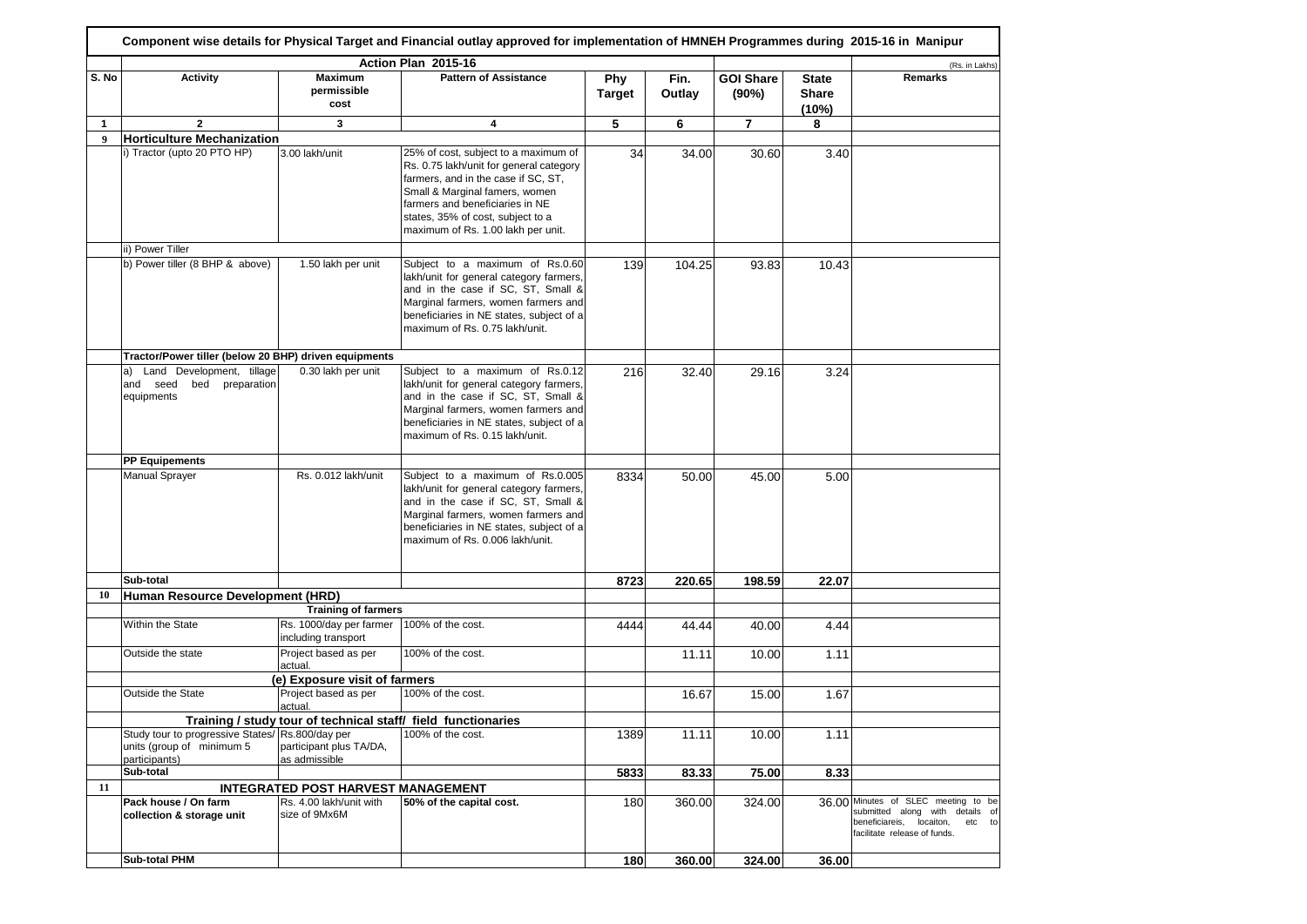## Component wise details for Physical Target and Financial outlay approved for implementation of HMNEH Programmes during 2015-16 in Manipur

(Rs. in Lakhs)

| S. No | Action Plan 2015-16 | | | | | | | Remarks |
|---|---|---|---|---|---|---|---|---|
| | Activity | Maximum permissible cost | Pattern of Assistance | Phy Target | Fin. Outlay | GOI Share (90%) | State Share (10%) | |
| 1 | 2 | 3 | 4 | 5 | 6 | 7 | 8 | |
| 9 | **Horticulture Mechanization** | | | | | | | |
| | i) Tractor (upto 20 PTO HP) | 3.00 lakh/unit | 25% of cost, subject to a maximum of Rs. 0.75 lakh/unit for general category farmers, and in the case if SC, ST, Small & Marginal famers, women farmers and beneficiaries in NE states, 35% of cost, subject to a maximum of Rs. 1.00 lakh per unit. | 34 | 34.00 | 30.60 | 3.40 | |
| | ii) Power Tiller | | | | | | | |
| | b) Power tiller (8 BHP & above) | 1.50 lakh per unit | Subject to a maximum of Rs.0.60 lakh/unit for general category farmers, and in the case if SC, ST, Small & Marginal farmers, women farmers and beneficiaries in NE states, subject of a maximum of Rs. 0.75 lakh/unit. | 139 | 104.25 | 93.83 | 10.43 | |
| | **Tractor/Power tiller (below 20 BHP) driven equipments** | | | | | | | |
| | a) Land Development, tillage and seed bed preparation equipments | 0.30 lakh per unit | Subject to a maximum of Rs.0.12 lakh/unit for general category farmers, and in the case if SC, ST, Small & Marginal farmers, women farmers and beneficiaries in NE states, subject of a maximum of Rs. 0.15 lakh/unit. | 216 | 32.40 | 29.16 | 3.24 | |
| | **PP Equipements** | | | | | | | |
| | Manual Sprayer | Rs. 0.012 lakh/unit | Subject to a maximum of Rs.0.005 lakh/unit for general category farmers, and in the case if SC, ST, Small & Marginal farmers, women farmers and beneficiaries in NE states, subject of a maximum of Rs. 0.006 lakh/unit. | 8334 | 50.00 | 45.00 | 5.00 | |
| | **Sub-total** | | | **8723** | **220.65** | **198.59** | **22.07** | |
| 10 | **Human Resource Development (HRD)** | | | | | | | |
| | | **Training of farmers** | | | | | | |
| | Within the State | Rs. 1000/day per farmer including transport | 100% of the cost. | 4444 | 44.44 | 40.00 | 4.44 | |
| | Outside the state | Project based as per actual. | 100% of the cost. | | 11.11 | 10.00 | 1.11 | |
| | | **(e) Exposure visit of farmers** | | | | | | |
| | Outside the State | Project based as per actual. | 100% of the cost. | | 16.67 | 15.00 | 1.67 | |
| | | **Training / study tour of technical staff/ field functionaries** | | | | | | |
| | Study tour to progressive States/ units (group of minimum 5 participants) | Rs.800/day per participant plus TA/DA, as admissible | 100% of the cost. | 1389 | 11.11 | 10.00 | 1.11 | |
| | **Sub-total** | | | **5833** | **83.33** | **75.00** | **8.33** | |
| 11 | | **INTEGRATED POST HARVEST MANAGEMENT** | | | | | | |
| | **Pack house / On farm collection & storage unit** | Rs. 4.00 lakh/unit with size of 9Mx6M | **50% of the capital cost.** | 180 | 360.00 | 324.00 | 36.00 | Minutes of SLEC meeting to be submitted along with details of beneficiareis, locaiton, etc to facilitate release of funds. |
| | **Sub-total PHM** | | | **180** | **360.00** | **324.00** | **36.00** | |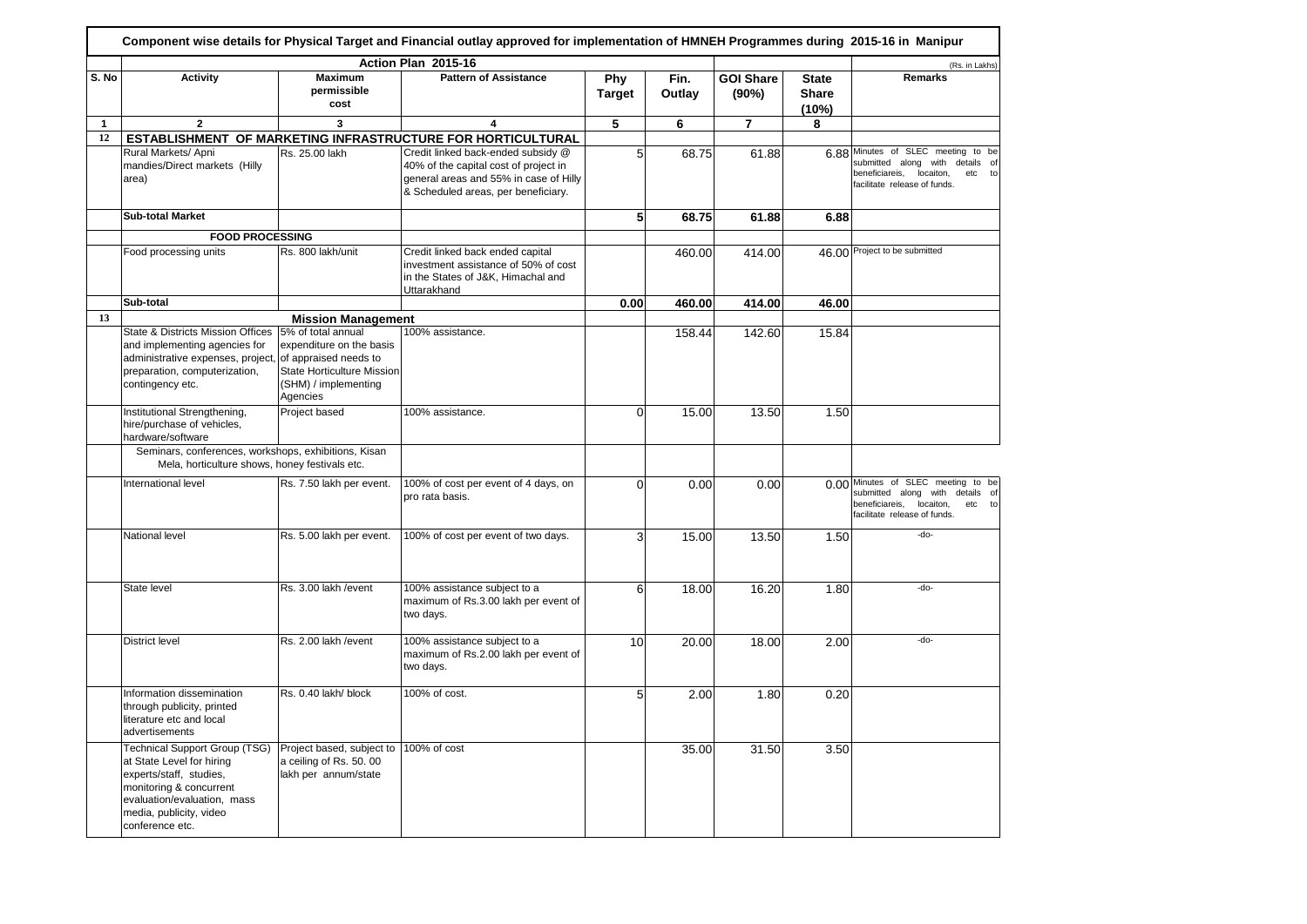**Component wise details for Physical Target and Financial outlay approved for implementation of HMNEH Programmes during 2015-16 in Manipur**

(Rs. in Lakhs)

| S. No | Action Plan 2015-16 | | | | | | | Remarks |
|---|---|---|---|---|---|---|---|---|
| | Activity | Maximum permissible cost | Pattern of Assistance | Phy Target | Fin. Outlay | GOI Share (90%) | State Share (10%) | |
| 1 | 2 | 3 | 4 | 5 | 6 | 7 | 8 | |
| 12 | **ESTABLISHMENT OF MARKETING INFRASTRUCTURE FOR HORTICULTURAL** | | | | | | | |
| | Rural Markets/ Apni mandies/Direct markets (Hilly area) | Rs. 25.00 lakh | Credit linked back-ended subsidy @ 40% of the capital cost of project in general areas and 55% in case of Hilly & Scheduled areas, per beneficiary. | 5 | 68.75 | 61.88 | 6.88 | Minutes of SLEC meeting to be submitted along with details of beneficiareis, locaiton, etc to facilitate release of funds. |
| | **Sub-total Market** | | | **5** | **68.75** | **61.88** | **6.88** | |
| | **FOOD PROCESSING** | | | | | | | |
| | Food processing units | Rs. 800 lakh/unit | Credit linked back ended capital investment assistance of 50% of cost in the States of J&K, Himachal and Uttarakhand | | 460.00 | 414.00 | 46.00 | Project to be submitted |
| | **Sub-total** | | | **0.00** | **460.00** | **414.00** | **46.00** | |
| 13 | | **Mission Management** | | | | | | |
| | State & Districts Mission Offices and implementing agencies for administrative expenses, project, preparation, computerization, contingency etc. | 5% of total annual expenditure on the basis of appraised needs to State Horticulture Mission (SHM) / implementing Agencies | 100% assistance. | | 158.44 | 142.60 | 15.84 | |
| | Institutional Strengthening, hire/purchase of vehicles, hardware/software | Project based | 100% assistance. | 0 | 15.00 | 13.50 | 1.50 | |
| | Seminars, conferences, workshops, exhibitions, Kisan Mela, horticulture shows, honey festivals etc. | | | | | | | |
| | International level | Rs. 7.50 lakh per event. | 100% of cost per event of 4 days, on pro rata basis. | 0 | 0.00 | 0.00 | 0.00 | Minutes of SLEC meeting to be submitted along with details of beneficiareis, locaiton, etc to facilitate release of funds. |
| | National level | Rs. 5.00 lakh per event. | 100% of cost per event of two days. | 3 | 15.00 | 13.50 | 1.50 | -do- |
| | State level | Rs. 3.00 lakh /event | 100% assistance subject to a maximum of Rs.3.00 lakh per event of two days. | 6 | 18.00 | 16.20 | 1.80 | -do- |
| | District level | Rs. 2.00 lakh /event | 100% assistance subject to a maximum of Rs.2.00 lakh per event of two days. | 10 | 20.00 | 18.00 | 2.00 | -do- |
| | Information dissemination through publicity, printed literature etc and local advertisements | Rs. 0.40 lakh/ block | 100% of cost. | 5 | 2.00 | 1.80 | 0.20 | |
| | Technical Support Group (TSG) at State Level for hiring experts/staff, studies, monitoring & concurrent evaluation/evaluation, mass media, publicity, video conference etc. | Project based, subject to a ceiling of Rs. 50. 00 lakh per annum/state | 100% of cost | | 35.00 | 31.50 | 3.50 | |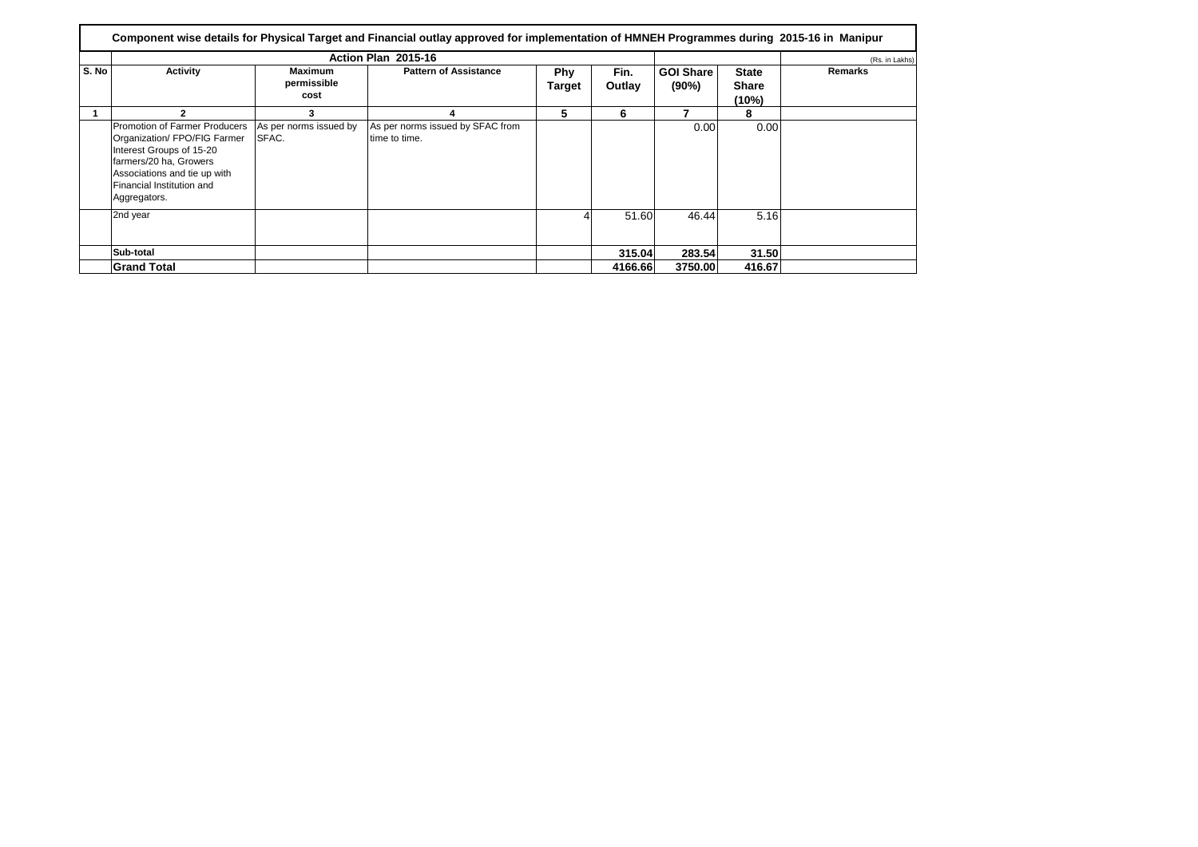## Component wise details for Physical Target and Financial outlay approved for implementation of HMNEH Programmes during 2015-16 in Manipur

| | Action Plan 2015-16 | | | | | | | (Rs. in Lakhs) |
|---|---|---|---|---|---|---|---|---|
| S. No | Activity | Maximum permissible cost | Pattern of Assistance | Phy Target | Fin. Outlay | GOI Share (90%) | State Share (10%) | Remarks |
| 1 | 2 | 3 | 4 | 5 | 6 | 7 | 8 | |
| | Promotion of Farmer Producers Organization/ FPO/FIG Farmer Interest Groups of 15-20 farmers/20 ha, Growers Associations and tie up with Financial Institution and Aggregators. | As per norms issued by SFAC. | As per norms issued by SFAC from time to time. | | | 0.00 | 0.00 | |
| | 2nd year | | | 4 | 51.60 | 46.44 | 5.16 | |
| | **Sub-total** | | | | **315.04** | **283.54** | **31.50** | |
| | **Grand Total** | | | | **4166.66** | **3750.00** | **416.67** | |